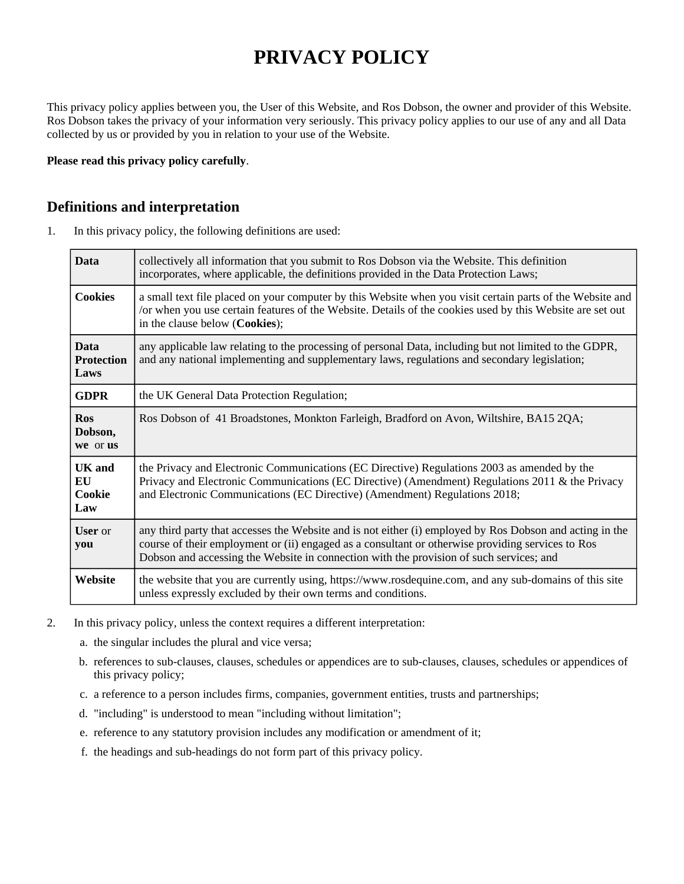# PRIVACY POLICY

This privacy policy applies between you, the User of this Website, and Ros Dobson, the owner and provider of this Website. Ros Dobson takes the privacy of your information very seriously. This privacy policy applies to our use of any and all Data collected by us or provided by you in relation to your use of the Website.

**Please read this privacy policy carefully**.

## Definitions and interpretation

1. In this privacy policy, the following definitions are used:

| | |
|---|---|
| **Data** | collectively all information that you submit to Ros Dobson via the Website. This definition incorporates, where applicable, the definitions provided in the Data Protection Laws; |
| **Cookies** | a small text file placed on your computer by this Website when you visit certain parts of the Website and /or when you use certain features of the Website. Details of the cookies used by this Website are set out in the clause below (**Cookies**); |
| **Data Protection Laws** | any applicable law relating to the processing of personal Data, including but not limited to the GDPR, and any national implementing and supplementary laws, regulations and secondary legislation; |
| **GDPR** | the UK General Data Protection Regulation; |
| **Ros Dobson, we** or **us** | Ros Dobson of 41 Broadstones, Monkton Farleigh, Bradford on Avon, Wiltshire, BA15 2QA; |
| **UK and EU Cookie Law** | the Privacy and Electronic Communications (EC Directive) Regulations 2003 as amended by the Privacy and Electronic Communications (EC Directive) (Amendment) Regulations 2011 & the Privacy and Electronic Communications (EC Directive) (Amendment) Regulations 2018; |
| **User** or **you** | any third party that accesses the Website and is not either (i) employed by Ros Dobson and acting in the course of their employment or (ii) engaged as a consultant or otherwise providing services to Ros Dobson and accessing the Website in connection with the provision of such services; and |
| **Website** | the website that you are currently using, https://www.rosdequine.com, and any sub-domains of this site unless expressly excluded by their own terms and conditions. |

2. In this privacy policy, unless the context requires a different interpretation:
   a. the singular includes the plural and vice versa;
   b. references to sub-clauses, clauses, schedules or appendices are to sub-clauses, clauses, schedules or appendices of this privacy policy;
   c. a reference to a person includes firms, companies, government entities, trusts and partnerships;
   d. "including" is understood to mean "including without limitation";
   e. reference to any statutory provision includes any modification or amendment of it;
   f. the headings and sub-headings do not form part of this privacy policy.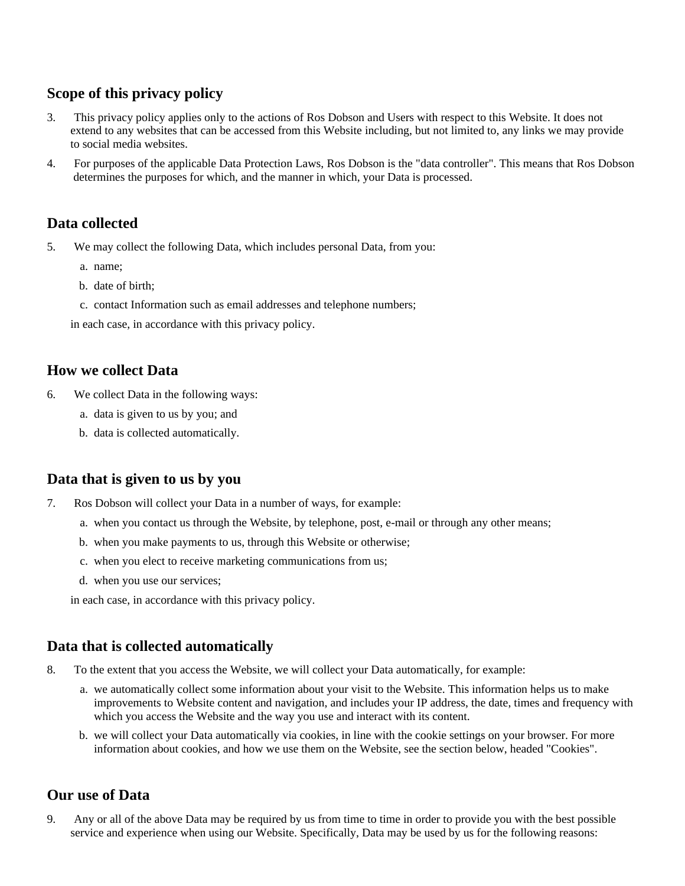## Scope of this privacy policy

3. This privacy policy applies only to the actions of Ros Dobson and Users with respect to this Website. It does not extend to any websites that can be accessed from this Website including, but not limited to, any links we may provide to social media websites.
4. For purposes of the applicable Data Protection Laws, Ros Dobson is the "data controller". This means that Ros Dobson determines the purposes for which, and the manner in which, your Data is processed.

## Data collected

5. We may collect the following Data, which includes personal Data, from you:
   a. name;
   b. date of birth;
   c. contact Information such as email addresses and telephone numbers;

   in each case, in accordance with this privacy policy.

## How we collect Data

6. We collect Data in the following ways:
   a. data is given to us by you; and
   b. data is collected automatically.

## Data that is given to us by you

7. Ros Dobson will collect your Data in a number of ways, for example:
   a. when you contact us through the Website, by telephone, post, e-mail or through any other means;
   b. when you make payments to us, through this Website or otherwise;
   c. when you elect to receive marketing communications from us;
   d. when you use our services;

   in each case, in accordance with this privacy policy.

## Data that is collected automatically

8. To the extent that you access the Website, we will collect your Data automatically, for example:
   a. we automatically collect some information about your visit to the Website. This information helps us to make improvements to Website content and navigation, and includes your IP address, the date, times and frequency with which you access the Website and the way you use and interact with its content.
   b. we will collect your Data automatically via cookies, in line with the cookie settings on your browser. For more information about cookies, and how we use them on the Website, see the section below, headed "Cookies".

## Our use of Data

9. Any or all of the above Data may be required by us from time to time in order to provide you with the best possible service and experience when using our Website. Specifically, Data may be used by us for the following reasons: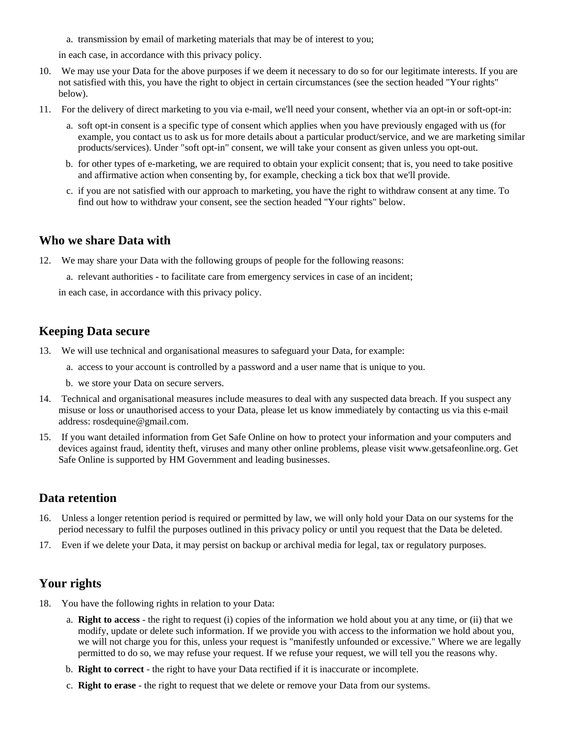a. transmission by email of marketing materials that may be of interest to you;

in each case, in accordance with this privacy policy.

10. We may use your Data for the above purposes if we deem it necessary to do so for our legitimate interests. If you are not satisfied with this, you have the right to object in certain circumstances (see the section headed "Your rights" below).

11. For the delivery of direct marketing to you via e-mail, we'll need your consent, whether via an opt-in or soft-opt-in:

    a. soft opt-in consent is a specific type of consent which applies when you have previously engaged with us (for example, you contact us to ask us for more details about a particular product/service, and we are marketing similar products/services). Under "soft opt-in" consent, we will take your consent as given unless you opt-out.

    b. for other types of e-marketing, we are required to obtain your explicit consent; that is, you need to take positive and affirmative action when consenting by, for example, checking a tick box that we'll provide.

    c. if you are not satisfied with our approach to marketing, you have the right to withdraw consent at any time. To find out how to withdraw your consent, see the section headed "Your rights" below.

## Who we share Data with

12. We may share your Data with the following groups of people for the following reasons:

    a. relevant authorities - to facilitate care from emergency services in case of an incident;

    in each case, in accordance with this privacy policy.

## Keeping Data secure

13. We will use technical and organisational measures to safeguard your Data, for example:

    a. access to your account is controlled by a password and a user name that is unique to you.

    b. we store your Data on secure servers.

14. Technical and organisational measures include measures to deal with any suspected data breach. If you suspect any misuse or loss or unauthorised access to your Data, please let us know immediately by contacting us via this e-mail address: rosdequine@gmail.com.

15. If you want detailed information from Get Safe Online on how to protect your information and your computers and devices against fraud, identity theft, viruses and many other online problems, please visit www.getsafeonline.org. Get Safe Online is supported by HM Government and leading businesses.

## Data retention

16. Unless a longer retention period is required or permitted by law, we will only hold your Data on our systems for the period necessary to fulfil the purposes outlined in this privacy policy or until you request that the Data be deleted.

17. Even if we delete your Data, it may persist on backup or archival media for legal, tax or regulatory purposes.

## Your rights

18. You have the following rights in relation to your Data:

    a. **Right to access** - the right to request (i) copies of the information we hold about you at any time, or (ii) that we modify, update or delete such information. If we provide you with access to the information we hold about you, we will not charge you for this, unless your request is "manifestly unfounded or excessive." Where we are legally permitted to do so, we may refuse your request. If we refuse your request, we will tell you the reasons why.

    b. **Right to correct** - the right to have your Data rectified if it is inaccurate or incomplete.

    c. **Right to erase** - the right to request that we delete or remove your Data from our systems.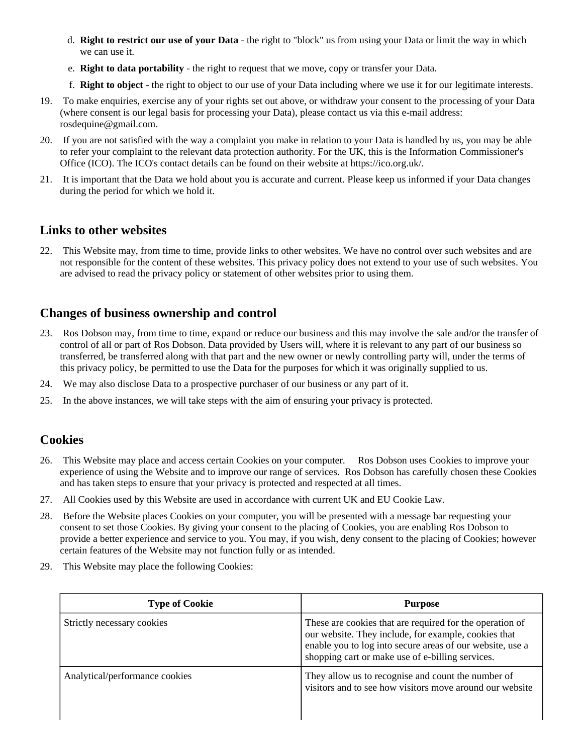d. **Right to restrict our use of your Data** - the right to "block" us from using your Data or limit the way in which we can use it.

e. **Right to data portability** - the right to request that we move, copy or transfer your Data.

f. **Right to object** - the right to object to our use of your Data including where we use it for our legitimate interests.

19. To make enquiries, exercise any of your rights set out above, or withdraw your consent to the processing of your Data (where consent is our legal basis for processing your Data), please contact us via this e-mail address: rosdequine@gmail.com.

20. If you are not satisfied with the way a complaint you make in relation to your Data is handled by us, you may be able to refer your complaint to the relevant data protection authority. For the UK, this is the Information Commissioner's Office (ICO). The ICO's contact details can be found on their website at https://ico.org.uk/.

21. It is important that the Data we hold about you is accurate and current. Please keep us informed if your Data changes during the period for which we hold it.

## Links to other websites

22. This Website may, from time to time, provide links to other websites. We have no control over such websites and are not responsible for the content of these websites. This privacy policy does not extend to your use of such websites. You are advised to read the privacy policy or statement of other websites prior to using them.

## Changes of business ownership and control

23. Ros Dobson may, from time to time, expand or reduce our business and this may involve the sale and/or the transfer of control of all or part of Ros Dobson. Data provided by Users will, where it is relevant to any part of our business so transferred, be transferred along with that part and the new owner or newly controlling party will, under the terms of this privacy policy, be permitted to use the Data for the purposes for which it was originally supplied to us.

24. We may also disclose Data to a prospective purchaser of our business or any part of it.

25. In the above instances, we will take steps with the aim of ensuring your privacy is protected.

## Cookies

26. This Website may place and access certain Cookies on your computer. Ros Dobson uses Cookies to improve your experience of using the Website and to improve our range of services. Ros Dobson has carefully chosen these Cookies and has taken steps to ensure that your privacy is protected and respected at all times.

27. All Cookies used by this Website are used in accordance with current UK and EU Cookie Law.

28. Before the Website places Cookies on your computer, you will be presented with a message bar requesting your consent to set those Cookies. By giving your consent to the placing of Cookies, you are enabling Ros Dobson to provide a better experience and service to you. You may, if you wish, deny consent to the placing of Cookies; however certain features of the Website may not function fully or as intended.

29. This Website may place the following Cookies:

| Type of Cookie | Purpose |
|---|---|
| Strictly necessary cookies | These are cookies that are required for the operation of our website. They include, for example, cookies that enable you to log into secure areas of our website, use a shopping cart or make use of e-billing services. |
| Analytical/performance cookies | They allow us to recognise and count the number of visitors and to see how visitors move around our website |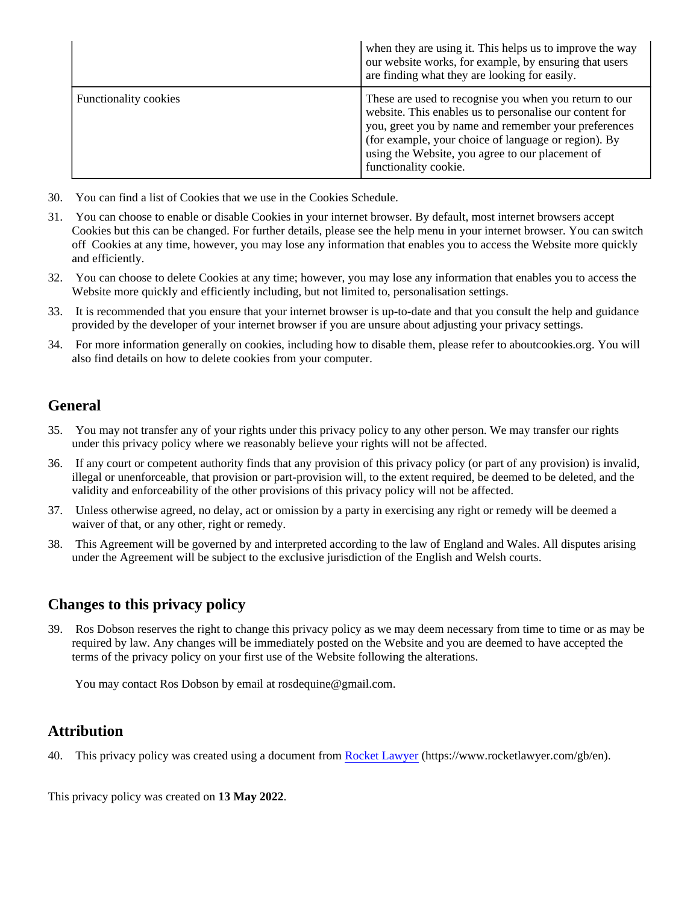| | |
|---|---|
| | when they are using it. This helps us to improve the way our website works, for example, by ensuring that users are finding what they are looking for easily. |
| Functionality cookies | These are used to recognise you when you return to our website. This enables us to personalise our content for you, greet you by name and remember your preferences (for example, your choice of language or region). By using the Website, you agree to our placement of functionality cookie. |

30. You can find a list of Cookies that we use in the Cookies Schedule.
31. You can choose to enable or disable Cookies in your internet browser. By default, most internet browsers accept Cookies but this can be changed. For further details, please see the help menu in your internet browser. You can switch off Cookies at any time, however, you may lose any information that enables you to access the Website more quickly and efficiently.
32. You can choose to delete Cookies at any time; however, you may lose any information that enables you to access the Website more quickly and efficiently including, but not limited to, personalisation settings.
33. It is recommended that you ensure that your internet browser is up-to-date and that you consult the help and guidance provided by the developer of your internet browser if you are unsure about adjusting your privacy settings.
34. For more information generally on cookies, including how to disable them, please refer to aboutcookies.org. You will also find details on how to delete cookies from your computer.

## General

35. You may not transfer any of your rights under this privacy policy to any other person. We may transfer our rights under this privacy policy where we reasonably believe your rights will not be affected.
36. If any court or competent authority finds that any provision of this privacy policy (or part of any provision) is invalid, illegal or unenforceable, that provision or part-provision will, to the extent required, be deemed to be deleted, and the validity and enforceability of the other provisions of this privacy policy will not be affected.
37. Unless otherwise agreed, no delay, act or omission by a party in exercising any right or remedy will be deemed a waiver of that, or any other, right or remedy.
38. This Agreement will be governed by and interpreted according to the law of England and Wales. All disputes arising under the Agreement will be subject to the exclusive jurisdiction of the English and Welsh courts.

## Changes to this privacy policy

39. Ros Dobson reserves the right to change this privacy policy as we may deem necessary from time to time or as may be required by law. Any changes will be immediately posted on the Website and you are deemed to have accepted the terms of the privacy policy on your first use of the Website following the alterations.

    You may contact Ros Dobson by email at rosdequine@gmail.com.

## Attribution

40. This privacy policy was created using a document from Rocket Lawyer (https://www.rocketlawyer.com/gb/en).

This privacy policy was created on **13 May 2022**.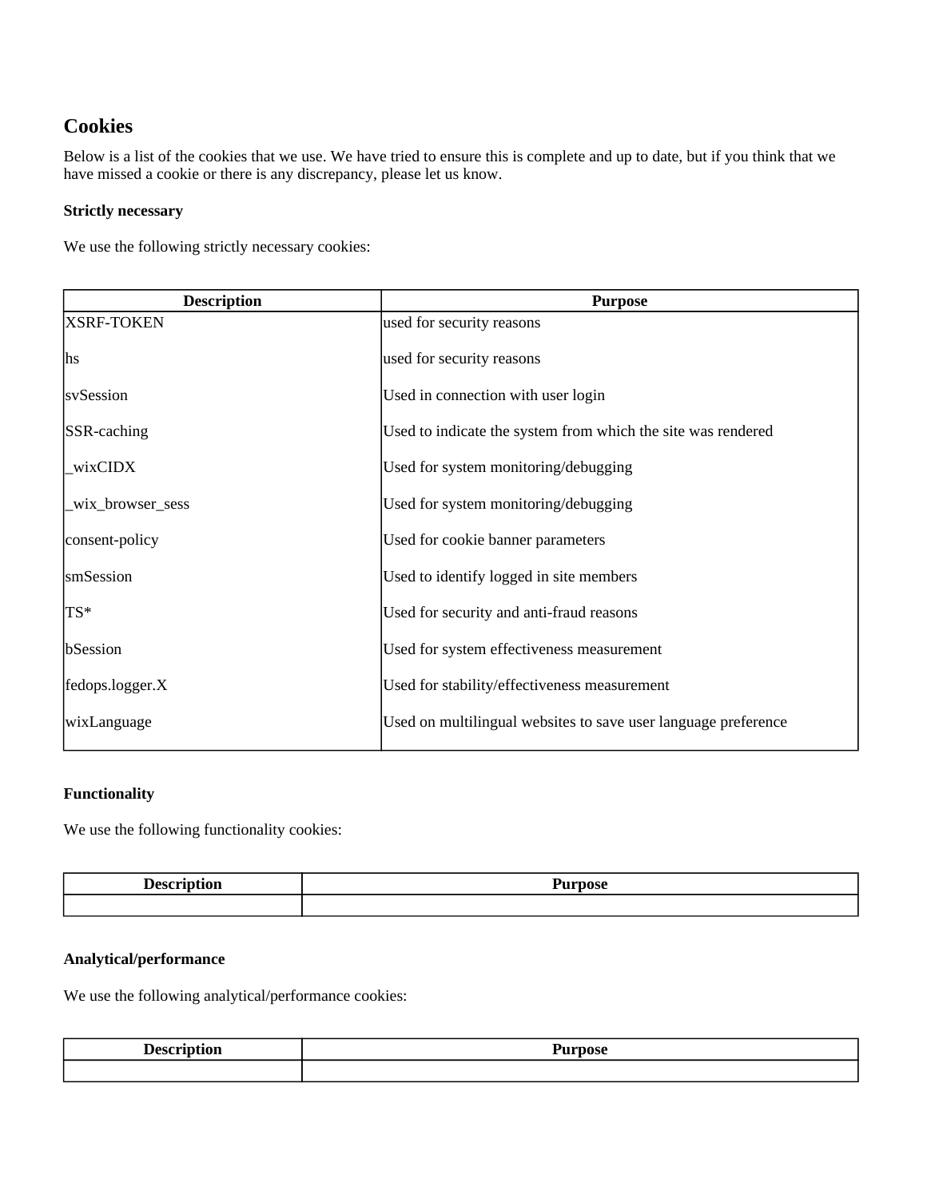## Cookies

Below is a list of the cookies that we use. We have tried to ensure this is complete and up to date, but if you think that we have missed a cookie or there is any discrepancy, please let us know.

**Strictly necessary**

We use the following strictly necessary cookies:

| Description | Purpose |
| --- | --- |
| XSRF-TOKEN | used for security reasons |
| hs | used for security reasons |
| svSession | Used in connection with user login |
| SSR-caching | Used to indicate the system from which the site was rendered |
| _wixCIDX | Used for system monitoring/debugging |
| _wix_browser_sess | Used for system monitoring/debugging |
| consent-policy | Used for cookie banner parameters |
| smSession | Used to identify logged in site members |
| TS* | Used for security and anti-fraud reasons |
| bSession | Used for system effectiveness measurement |
| fedops.logger.X | Used for stability/effectiveness measurement |
| wixLanguage | Used on multilingual websites to save user language preference |

**Functionality**

We use the following functionality cookies:

| Description | Purpose |
| --- | --- |
| | |

**Analytical/performance**

We use the following analytical/performance cookies:

| Description | Purpose |
| --- | --- |
| | |